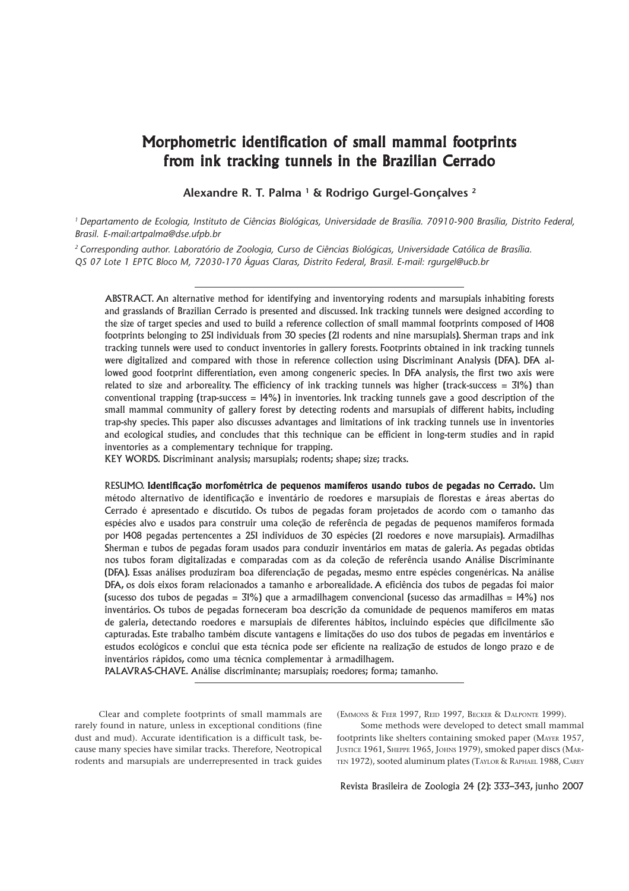# Morphometric identification of small mammal footprints from ink tracking tunnels in the Brazilian Cerrado

**Alexandre R. T. Palma [1] & Rodrigo Gurgel-Gonçalves [2]**

[1] *Departamento de Ecologia, Instituto de Ciências Biológicas, Universidade de Brasília. 70910-900 Brasília, Distrito Federal, Brasil. E-mail:artpalma@dse.ufpb.br*

[2] *Corresponding author. Laboratório de Zoologia, Curso de Ciências Biológicas, Universidade Católica de Brasília. QS 07 Lote 1 EPTC Bloco M, 72030-170 Águas Claras, Distrito Federal, Brasil. E-mail: rgurgel@ucb.br*

---

ABSTRACT. An alternative method for identifying and inventorying rodents and marsupials inhabiting forests and grasslands of Brazilian Cerrado is presented and discussed. Ink tracking tunnels were designed according to the size of target species and used to build a reference collection of small mammal footprints composed of 1408 footprints belonging to 251 individuals from 30 species (21 rodents and nine marsupials). Sherman traps and ink tracking tunnels were used to conduct inventories in gallery forests. Footprints obtained in ink tracking tunnels were digitalized and compared with those in reference collection using Discriminant Analysis (DFA). DFA allowed good footprint differentiation, even among congeneric species. In DFA analysis, the first two axis were related to size and arboreality. The efficiency of ink tracking tunnels was higher (track-success = 31%) than conventional trapping (trap-success = 14%) in inventories. Ink tracking tunnels gave a good description of the small mammal community of gallery forest by detecting rodents and marsupials of different habits, including trap-shy species. This paper also discusses advantages and limitations of ink tracking tunnels use in inventories and ecological studies, and concludes that this technique can be efficient in long-term studies and in rapid inventories as a complementary technique for trapping.

KEY WORDS. Discriminant analysis; marsupials; rodents; shape; size; tracks.

RESUMO. **Identificação morfométrica de pequenos mamíferos usando tubos de pegadas no Cerrado.** Um método alternativo de identificação e inventário de roedores e marsupiais de florestas e áreas abertas do Cerrado é apresentado e discutido. Os tubos de pegadas foram projetados de acordo com o tamanho das espécies alvo e usados para construir uma coleção de referência de pegadas de pequenos mamíferos formada por 1408 pegadas pertencentes a 251 indivíduos de 30 espécies (21 roedores e nove marsupiais). Armadilhas Sherman e tubos de pegadas foram usados para conduzir inventários em matas de galeria. As pegadas obtidas nos tubos foram digitalizadas e comparadas com as da coleção de referência usando Análise Discriminante (DFA). Essas análises produziram boa diferenciação de pegadas, mesmo entre espécies congenéricas. Na análise DFA, os dois eixos foram relacionados a tamanho e arborealidade. A eficiência dos tubos de pegadas foi maior (sucesso dos tubos de pegadas = 31%) que a armadilhagem convencional (sucesso das armadilhas = 14%) nos inventários. Os tubos de pegadas forneceram boa descrição da comunidade de pequenos mamíferos em matas de galeria, detectando roedores e marsupiais de diferentes hábitos, incluindo espécies que dificilmente são capturadas. Este trabalho também discute vantagens e limitações do uso dos tubos de pegadas em inventários e estudos ecológicos e conclui que esta técnica pode ser eficiente na realização de estudos de longo prazo e de inventários rápidos, como uma técnica complementar à armadilhagem.

PALAVRAS-CHAVE. Análise discriminante; marsupiais; roedores; forma; tamanho.

---

Clear and complete footprints of small mammals are rarely found in nature, unless in exceptional conditions (fine dust and mud). Accurate identification is a difficult task, because many species have similar tracks. Therefore, Neotropical rodents and marsupials are underrepresented in track guides (EMMONS & FEER 1997, REID 1997, BECKER & DALPONTE 1999).

Some methods were developed to detect small mammal footprints like shelters containing smoked paper (MAYER 1957, JUSTICE 1961, SHEPPE 1965, JOHNS 1979), smoked paper discs (MARTEN 1972), sooted aluminum plates (TAYLOR & RAPHAEL 1988, CAREY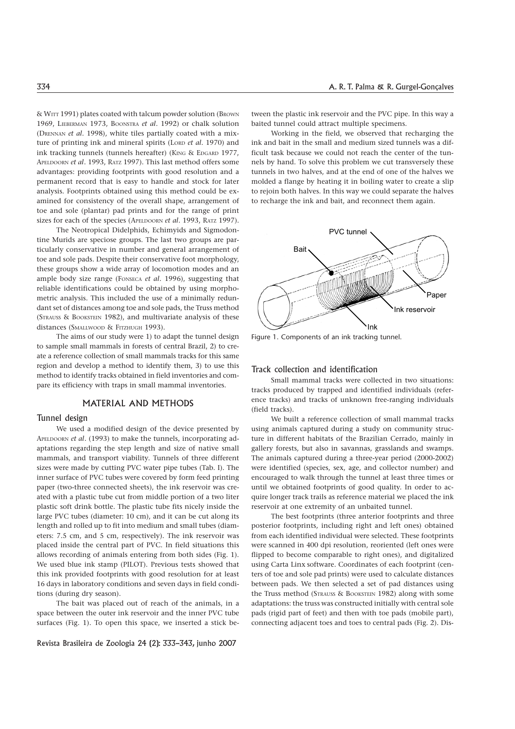& Witt 1991) plates coated with talcum powder solution (Brown 1969, Lieberman 1973, Boonstra *et al*. 1992) or chalk solution (Drennan *et al*. 1998), white tiles partially coated with a mixture of printing ink and mineral spirits (Lord *et al*. 1970) and ink tracking tunnels (tunnels hereafter) (King & Edgard 1977, Apeldoorn *et al*. 1993, Ratz 1997). This last method offers some advantages: providing footprints with good resolution and a permanent record that is easy to handle and stock for later analysis. Footprints obtained using this method could be examined for consistency of the overall shape, arrangement of toe and sole (plantar) pad prints and for the range of print sizes for each of the species (Apeldoorn *et al*. 1993, Ratz 1997).

The Neotropical Didelphids, Echimyids and Sigmodontine Murids are speciose groups. The last two groups are particularly conservative in number and general arrangement of toe and sole pads. Despite their conservative foot morphology, these groups show a wide array of locomotion modes and an ample body size range (Fonseca *et al*. 1996), suggesting that reliable identifications could be obtained by using morphometric analysis. This included the use of a minimally redundant set of distances among toe and sole pads, the Truss method (Strauss & Bookstein 1982), and multivariate analysis of these distances (Smallwood & Fitzhugh 1993).

The aims of our study were 1) to adapt the tunnel design to sample small mammals in forests of central Brazil, 2) to create a reference collection of small mammals tracks for this same region and develop a method to identify them, 3) to use this method to identify tracks obtained in field inventories and compare its efficiency with traps in small mammal inventories.

## MATERIAL AND METHODS

### Tunnel design

We used a modified design of the device presented by Apeldoorn *et al*. (1993) to make the tunnels, incorporating adaptations regarding the step length and size of native small mammals, and transport viability. Tunnels of three different sizes were made by cutting PVC water pipe tubes (Tab. I). The inner surface of PVC tubes were covered by form feed printing paper (two-three connected sheets), the ink reservoir was created with a plastic tube cut from middle portion of a two liter plastic soft drink bottle. The plastic tube fits nicely inside the large PVC tubes (diameter: 10 cm), and it can be cut along its length and rolled up to fit into medium and small tubes (diameters: 7.5 cm, and 5 cm, respectively). The ink reservoir was placed inside the central part of PVC. In field situations this allows recording of animals entering from both sides (Fig. 1). We used blue ink stamp (PILOT). Previous tests showed that this ink provided footprints with good resolution for at least 16 days in laboratory conditions and seven days in field conditions (during dry season).

The bait was placed out of reach of the animals, in a space between the outer ink reservoir and the inner PVC tube surfaces (Fig. 1). To open this space, we inserted a stick between the plastic ink reservoir and the PVC pipe. In this way a baited tunnel could attract multiple specimens.

Working in the field, we observed that recharging the ink and bait in the small and medium sized tunnels was a difficult task because we could not reach the center of the tunnels by hand. To solve this problem we cut transversely these tunnels in two halves, and at the end of one of the halves we molded a flange by heating it in boiling water to create a slip to rejoin both halves. In this way we could separate the halves to recharge the ink and bait, and reconnect them again.

PVC tunnel

Bait

Paper

Ink reservoir

Ink

Figure 1. Components of an ink tracking tunnel.

### Track collection and identification

Small mammal tracks were collected in two situations: tracks produced by trapped and identified individuals (reference tracks) and tracks of unknown free-ranging individuals (field tracks).

We built a reference collection of small mammal tracks using animals captured during a study on community structure in different habitats of the Brazilian Cerrado, mainly in gallery forests, but also in savannas, grasslands and swamps. The animals captured during a three-year period (2000-2002) were identified (species, sex, age, and collector number) and encouraged to walk through the tunnel at least three times or until we obtained footprints of good quality. In order to acquire longer track trails as reference material we placed the ink reservoir at one extremity of an unbaited tunnel.

The best footprints (three anterior footprints and three posterior footprints, including right and left ones) obtained from each identified individual were selected. These footprints were scanned in 400 dpi resolution, reoriented (left ones were flipped to become comparable to right ones), and digitalized using Carta Linx software. Coordinates of each footprint (centers of toe and sole pad prints) were used to calculate distances between pads. We then selected a set of pad distances using the Truss method (Strauss & Bookstein 1982) along with some adaptations: the truss was constructed initially with central sole pads (rigid part of feet) and then with toe pads (mobile part), connecting adjacent toes and toes to central pads (Fig. 2). Dis-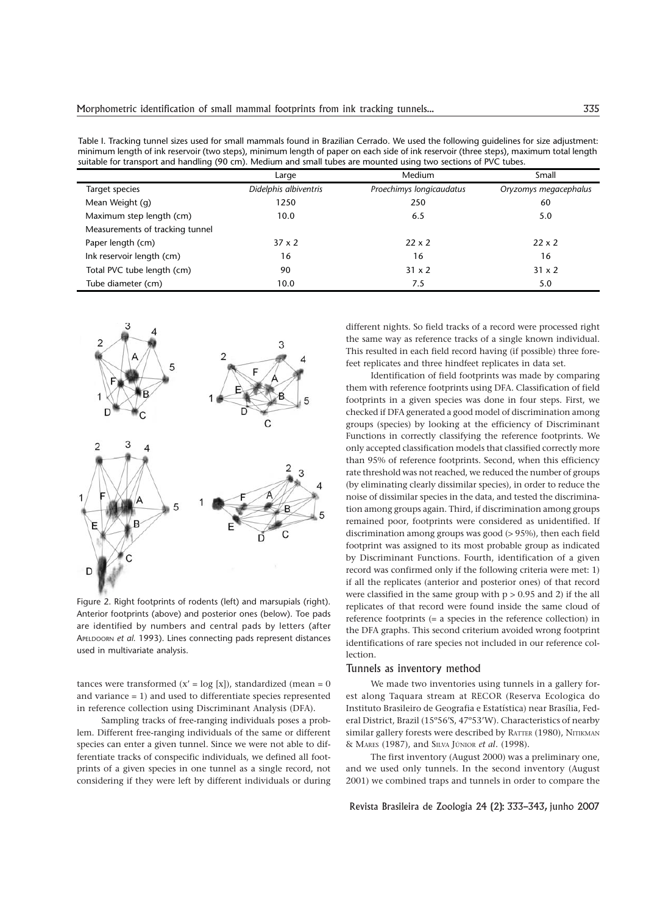Table I. Tracking tunnel sizes used for small mammals found in Brazilian Cerrado. We used the following guidelines for size adjustment: minimum length of ink reservoir (two steps), minimum length of paper on each side of ink reservoir (three steps), maximum total length suitable for transport and handling (90 cm). Medium and small tubes are mounted using two sections of PVC tubes.

| | Large | Medium | Small |
|---|---|---|---|
| Target species | *Didelphis albiventris* | *Proechimys longicaudatus* | *Oryzomys megacephalus* |
| Mean Weight (g) | 1250 | 250 | 60 |
| Maximum step length (cm) | 10.0 | 6.5 | 5.0 |
| Measurements of tracking tunnel | | | |
| Paper length (cm) | 37 x 2 | 22 x 2 | 22 x 2 |
| Ink reservoir length (cm) | 16 | 16 | 16 |
| Total PVC tube length (cm) | 90 | 31 x 2 | 31 x 2 |
| Tube diameter (cm) | 10.0 | 7.5 | 5.0 |

Figure 2. Right footprints of rodents (left) and marsupials (right). Anterior footprints (above) and posterior ones (below). Toe pads are identified by numbers and central pads by letters (after APELDOORN *et al.* 1993). Lines connecting pads represent distances used in multivariate analysis.

tances were transformed ($x' = \log [x]$), standardized (mean = 0 and variance = 1) and used to differentiate species represented in reference collection using Discriminant Analysis (DFA).

Sampling tracks of free-ranging individuals poses a problem. Different free-ranging individuals of the same or different species can enter a given tunnel. Since we were not able to differentiate tracks of conspecific individuals, we defined all footprints of a given species in one tunnel as a single record, not considering if they were left by different individuals or during different nights. So field tracks of a record were processed right the same way as reference tracks of a single known individual. This resulted in each field record having (if possible) three forefeet replicates and three hindfeet replicates in data set.

Identification of field footprints was made by comparing them with reference footprints using DFA. Classification of field footprints in a given species was done in four steps. First, we checked if DFA generated a good model of discrimination among groups (species) by looking at the efficiency of Discriminant Functions in correctly classifying the reference footprints. We only accepted classification models that classified correctly more than 95% of reference footprints. Second, when this efficiency rate threshold was not reached, we reduced the number of groups (by eliminating clearly dissimilar species), in order to reduce the noise of dissimilar species in the data, and tested the discrimination among groups again. Third, if discrimination among groups remained poor, footprints were considered as unidentified. If discrimination among groups was good (> 95%), then each field footprint was assigned to its most probable group as indicated by Discriminant Functions. Fourth, identification of a given record was confirmed only if the following criteria were met: 1) if all the replicates (anterior and posterior ones) of that record were classified in the same group with $p > 0.95$ and 2) if the all replicates of that record were found inside the same cloud of reference footprints (= a species in the reference collection) in the DFA graphs. This second criterium avoided wrong footprint identifications of rare species not included in our reference collection.

### Tunnels as inventory method

We made two inventories using tunnels in a gallery forest along Taquara stream at RECOR (Reserva Ecologica do Instituto Brasileiro de Geografia e Estatística) near Brasília, Federal District, Brazil (15º56'S, 47º53'W). Characteristics of nearby similar gallery forests were described by RATTER (1980), NITIKMAN & MARES (1987), and SILVA JÚNIOR *et al*. (1998).

The first inventory (August 2000) was a preliminary one, and we used only tunnels. In the second inventory (August 2001) we combined traps and tunnels in order to compare the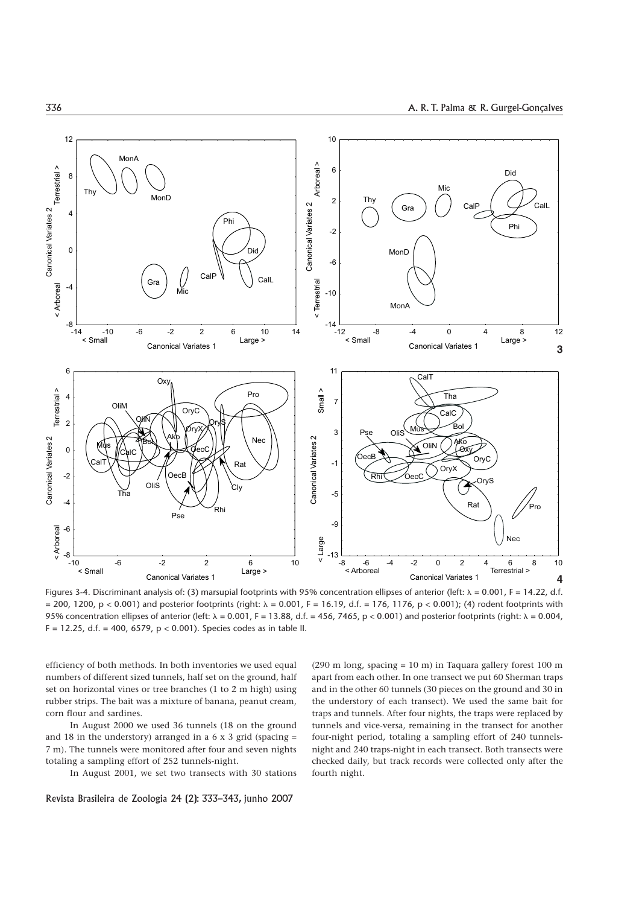12

MonA

Terrestrial >

Thy

8

MonD

4

Phi

Canonical Variates 2

0

Did

CalP

CalL

Gra

-4

Mic

< Arboreal

-8

-14 -10 -6 -2 2 6 10 14

< Small Large >

Canonical Variates 1

10

Arboreal >

6

Did

Mic

Thy

2

CalP

CalL

Gra

Phi

-2

MonD

Canonical Variates 2

-6

< Terrestrial

-10

MonA

-14

-12 -8 -4 0 4 8 12

< Small Large >

Canonical Variates 1

3

6

Oxy

Pro

Terrestrial >

4

OliM

OryC

OryS

OliN

2

OryX

Bol

Akp

Nec

Mus

0

OecC

CalC

Rat

CalT

Canonical Variates 2

-2

OecB

Cly

OliS

Tha

-4

Rhi

Pse

-6

< Arboreal

-8

-10 -6 -2 2 6 10

< Small Large >

Canonical Variates 1

11

CalT

Small >

Tha

7

CalC

Mus

Bol

3

Pse

OliS

Ako

OliN

Oxy

OecB

Canonical Variates 2

OryC

-1

OryX

Rhi

OecC

OryS

-5

Rat

Pro

-9

Nec

< Large

-13

-8 -6 -4 -2 0 2 4 6 8 10

< Arboreal Terrestrial >

Canonical Variates 1

4

Figures 3-4. Discriminant analysis of: (3) marsupial footprints with 95% concentration ellipses of anterior (left: $\lambda = 0.001$, $F = 14.22$, d.f. = 200, 1200, $p < 0.001$) and posterior footprints (right: $\lambda = 0.001$, $F = 16.19$, d.f. = 176, 1176, $p < 0.001$); (4) rodent footprints with 95% concentration ellipses of anterior (left: $\lambda = 0.001$, $F = 13.88$, d.f. = 456, 7465, $p < 0.001$) and posterior footprints (right: $\lambda = 0.004$, $F = 12.25$, d.f. = 400, 6579, $p < 0.001$). Species codes as in table II.

efficiency of both methods. In both inventories we used equal numbers of different sized tunnels, half set on the ground, half set on horizontal vines or tree branches (1 to 2 m high) using rubber strips. The bait was a mixture of banana, peanut cream, corn flour and sardines.

In August 2000 we used 36 tunnels (18 on the ground and 18 in the understory) arranged in a 6 x 3 grid (spacing = 7 m). The tunnels were monitored after four and seven nights totaling a sampling effort of 252 tunnels-night.

In August 2001, we set two transects with 30 stations (290 m long, spacing = 10 m) in Taquara gallery forest 100 m apart from each other. In one transect we put 60 Sherman traps and in the other 60 tunnels (30 pieces on the ground and 30 in the understory of each transect). We used the same bait for traps and tunnels. After four nights, the traps were replaced by tunnels and vice-versa, remaining in the transect for another four-night period, totaling a sampling effort of 240 tunnels-night and 240 traps-night in each transect. Both transects were checked daily, but track records were collected only after the fourth night.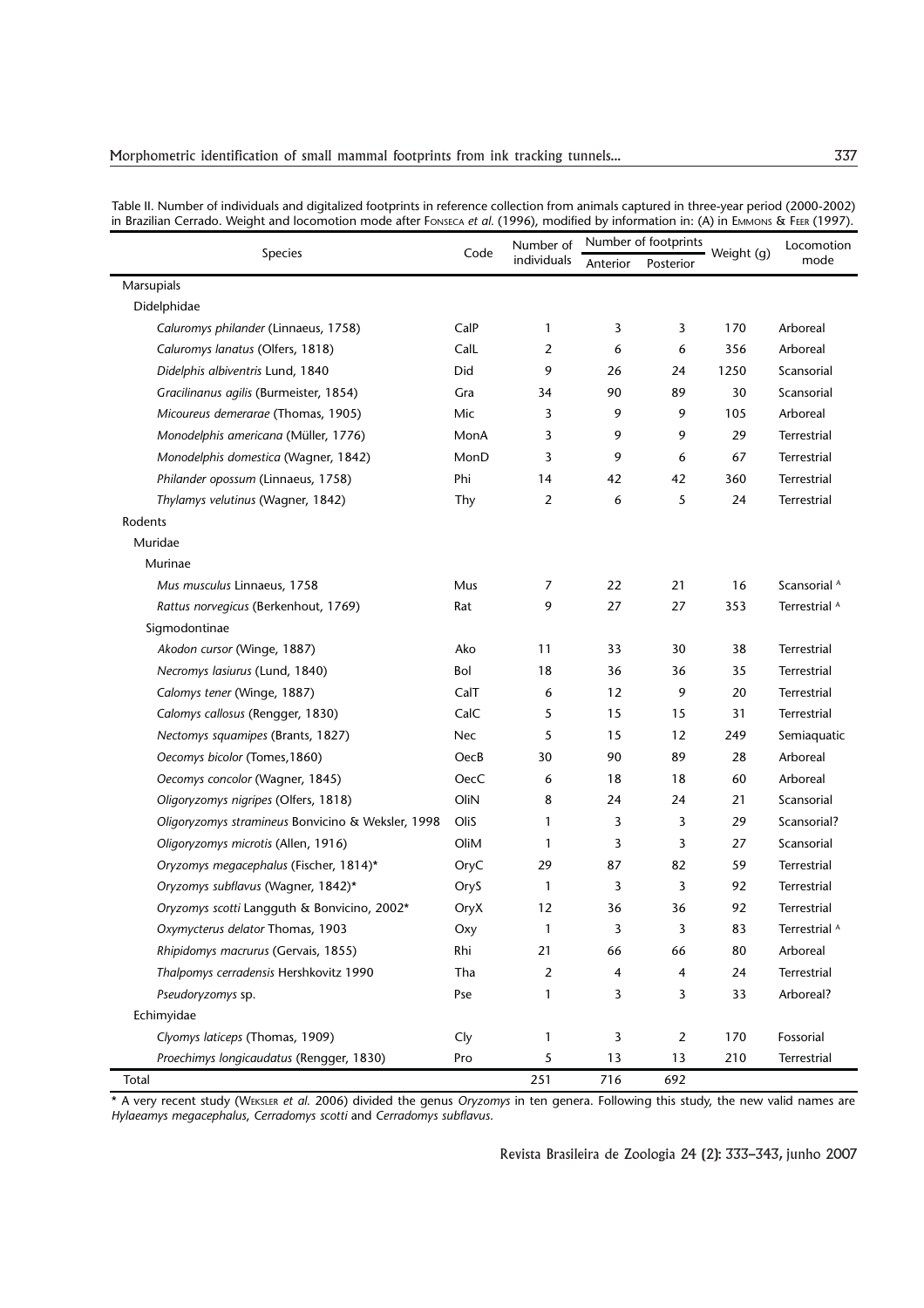Table II. Number of individuals and digitalized footprints in reference collection from animals captured in three-year period (2000-2002) in Brazilian Cerrado. Weight and locomotion mode after FONSECA *et al.* (1996), modified by information in: (A) in EMMONS & FEER (1997).

| Species | Code | Number of individuals | Number of footprints | | Weight (g) | Locomotion mode |
|---|---|---|---|---|---|---|
| | | | Anterior | Posterior | | |
| Marsupials | | | | | | |
| Didelphidae | | | | | | |
| *Caluromys philander* (Linnaeus, 1758) | CalP | 1 | 3 | 3 | 170 | Arboreal |
| *Caluromys lanatus* (Olfers, 1818) | CalL | 2 | 6 | 6 | 356 | Arboreal |
| *Didelphis albiventris* Lund, 1840 | Did | 9 | 26 | 24 | 1250 | Scansorial |
| *Gracilinanus agilis* (Burmeister, 1854) | Gra | 34 | 90 | 89 | 30 | Scansorial |
| *Micoureus demerarae* (Thomas, 1905) | Mic | 3 | 9 | 9 | 105 | Arboreal |
| *Monodelphis americana* (Müller, 1776) | MonA | 3 | 9 | 9 | 29 | Terrestrial |
| *Monodelphis domestica* (Wagner, 1842) | MonD | 3 | 9 | 6 | 67 | Terrestrial |
| *Philander opossum* (Linnaeus, 1758) | Phi | 14 | 42 | 42 | 360 | Terrestrial |
| *Thylamys velutinus* (Wagner, 1842) | Thy | 2 | 6 | 5 | 24 | Terrestrial |
| Rodents | | | | | | |
| Muridae | | | | | | |
| Murinae | | | | | | |
| *Mus musculus* Linnaeus, 1758 | Mus | 7 | 22 | 21 | 16 | Scansorial [A] |
| *Rattus norvegicus* (Berkenhout, 1769) | Rat | 9 | 27 | 27 | 353 | Terrestrial [A] |
| Sigmodontinae | | | | | | |
| *Akodon cursor* (Winge, 1887) | Ako | 11 | 33 | 30 | 38 | Terrestrial |
| *Necromys lasiurus* (Lund, 1840) | Bol | 18 | 36 | 36 | 35 | Terrestrial |
| *Calomys tener* (Winge, 1887) | CalT | 6 | 12 | 9 | 20 | Terrestrial |
| *Calomys callosus* (Rengger, 1830) | CalC | 5 | 15 | 15 | 31 | Terrestrial |
| *Nectomys squamipes* (Brants, 1827) | Nec | 5 | 15 | 12 | 249 | Semiaquatic |
| *Oecomys bicolor* (Tomes,1860) | OecB | 30 | 90 | 89 | 28 | Arboreal |
| *Oecomys concolor* (Wagner, 1845) | OecC | 6 | 18 | 18 | 60 | Arboreal |
| *Oligoryzomys nigripes* (Olfers, 1818) | OliN | 8 | 24 | 24 | 21 | Scansorial |
| *Oligoryzomys stramineus* Bonvicino & Weksler, 1998 | OliS | 1 | 3 | 3 | 29 | Scansorial? |
| *Oligoryzomys microtis* (Allen, 1916) | OliM | 1 | 3 | 3 | 27 | Scansorial |
| *Oryzomys megacephalus* (Fischer, 1814)* | OryC | 29 | 87 | 82 | 59 | Terrestrial |
| *Oryzomys subflavus* (Wagner, 1842)* | OryS | 1 | 3 | 3 | 92 | Terrestrial |
| *Oryzomys scotti* Langguth & Bonvicino, 2002* | OryX | 12 | 36 | 36 | 92 | Terrestrial |
| *Oxymycterus delator* Thomas, 1903 | Oxy | 1 | 3 | 3 | 83 | Terrestrial [A] |
| *Rhipidomys macrurus* (Gervais, 1855) | Rhi | 21 | 66 | 66 | 80 | Arboreal |
| *Thalpomys cerradensis* Hershkovitz 1990 | Tha | 2 | 4 | 4 | 24 | Terrestrial |
| *Pseudoryzomys* sp. | Pse | 1 | 3 | 3 | 33 | Arboreal? |
| Echimyidae | | | | | | |
| *Clyomys laticeps* (Thomas, 1909) | Cly | 1 | 3 | 2 | 170 | Fossorial |
| *Proechimys longicaudatus* (Rengger, 1830) | Pro | 5 | 13 | 13 | 210 | Terrestrial |
| Total | | 251 | 716 | 692 | | |

* A very recent study (WEKSLER *et al.* 2006) divided the genus *Oryzomys* in ten genera. Following this study, the new valid names are *Hylaeamys megacephalus*, *Cerradomys scotti* and *Cerradomys subflavus*.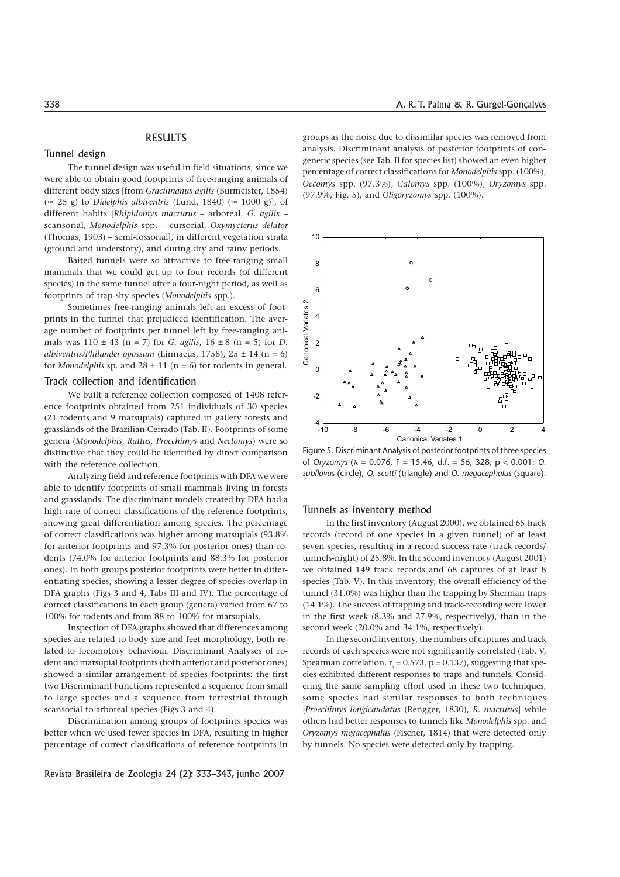## RESULTS

### Tunnel design

The tunnel design was useful in field situations, since we were able to obtain good footprints of free-ranging animals of different body sizes [from *Gracilinanus agilis* (Burmeister, 1854) (≈ 25 g) to *Didelphis albiventris* (Lund, 1840) (≈ 1000 g)], of different habits [*Rhipidomys macrurus* – arboreal, *G. agilis* – scansorial, *Monodelphis* spp. – cursorial, *Oxymycterus delator* (Thomas, 1903) – semi-fossorial], in different vegetation strata (ground and understory), and during dry and rainy periods.

Baited tunnels were so attractive to free-ranging small mammals that we could get up to four records (of different species) in the same tunnel after a four-night period, as well as footprints of trap-shy species (*Monodelphis* spp.).

Sometimes free-ranging animals left an excess of footprints in the tunnel that prejudiced identification. The average number of footprints per tunnel left by free-ranging animals was 110 ± 43 (n = 7) for *G. agilis*, 16 ± 8 (n = 5) for *D. albiventris/Philander opossum* (Linnaeus, 1758), 25 ± 14 (n = 6) for *Monodelphis* sp. and 28 ± 11 (n = 6) for rodents in general.

### Track collection and identification

We built a reference collection composed of 1408 reference footprints obtained from 251 individuals of 30 species (21 rodents and 9 marsupials) captured in gallery forests and grasslands of the Brazilian Cerrado (Tab. II). Footprints of some genera (*Monodelphis*, *Rattus, Proechimys* and *Nectomys*) were so distinctive that they could be identified by direct comparison with the reference collection.

Analyzing field and reference footprints with DFA we were able to identify footprints of small mammals living in forests and grasslands. The discriminant models created by DFA had a high rate of correct classifications of the reference footprints, showing great differentiation among species. The percentage of correct classifications was higher among marsupials (93.8% for anterior footprints and 97.3% for posterior ones) than rodents (74.0% for anterior footprints and 88.3% for posterior ones). In both groups posterior footprints were better in differentiating species, showing a lesser degree of species overlap in DFA graphs (Figs 3 and 4, Tabs III and IV). The percentage of correct classifications in each group (genera) varied from 67 to 100% for rodents and from 88 to 100% for marsupials.

Inspection of DFA graphs showed that differences among species are related to body size and feet morphology, both related to locomotory behaviour. Discriminant Analyses of rodent and marsupial footprints (both anterior and posterior ones) showed a similar arrangement of species footprints: the first two Discriminant Functions represented a sequence from small to large species and a sequence from terrestrial through scansorial to arboreal species (Figs 3 and 4).

Discrimination among groups of footprints species was better when we used fewer species in DFA, resulting in higher percentage of correct classifications of reference footprints in groups as the noise due to dissimilar species was removed from analysis. Discriminant analysis of posterior footprints of congeneric species (see Tab. II for species list) showed an even higher percentage of correct classifications for *Monodelphis* spp. (100%), *Oecomys* spp. (97.3%), *Calomys* spp. (100%), *Oryzomys* spp. (97.9%, Fig. 5), and *Oligoryzomys* spp. (100%).

Figure 5. Discriminant Analysis of posterior footprints of three species of *Oryzomys* ($\lambda$ = 0.076, F = 15.46, d.f. = 56, 328, $p < 0.001$: *O. subflavus* (circle), *O. scotti* (triangle) and *O. megacephalus* (square).

### Tunnels as inventory method

In the first inventory (August 2000), we obtained 65 track records (record of one species in a given tunnel) of at least seven species, resulting in a record success rate (track records/ tunnels-night) of 25.8%. In the second inventory (August 2001) we obtained 149 track records and 68 captures of at least 8 species (Tab. V). In this inventory, the overall efficiency of the tunnel (31.0%) was higher than the trapping by Sherman traps (14.1%). The success of trapping and track-recording were lower in the first week (8.3% and 27.9%, respectively), than in the second week (20.0% and 34.1%, respectively).

In the second inventory, the numbers of captures and track records of each species were not significantly correlated (Tab. V, Spearman correlation, $r_s = 0.573$, $p = 0.137$), suggesting that species exhibited different responses to traps and tunnels. Considering the same sampling effort used in these two techniques, some species had similar responses to both techniques [*Proechimys longicaudatus* (Rengger, 1830), *R. macrurus*] while others had better responses to tunnels like *Monodelphis* spp. and *Oryzomys megacephalus* (Fischer, 1814) that were detected only by tunnels. No species were detected only by trapping.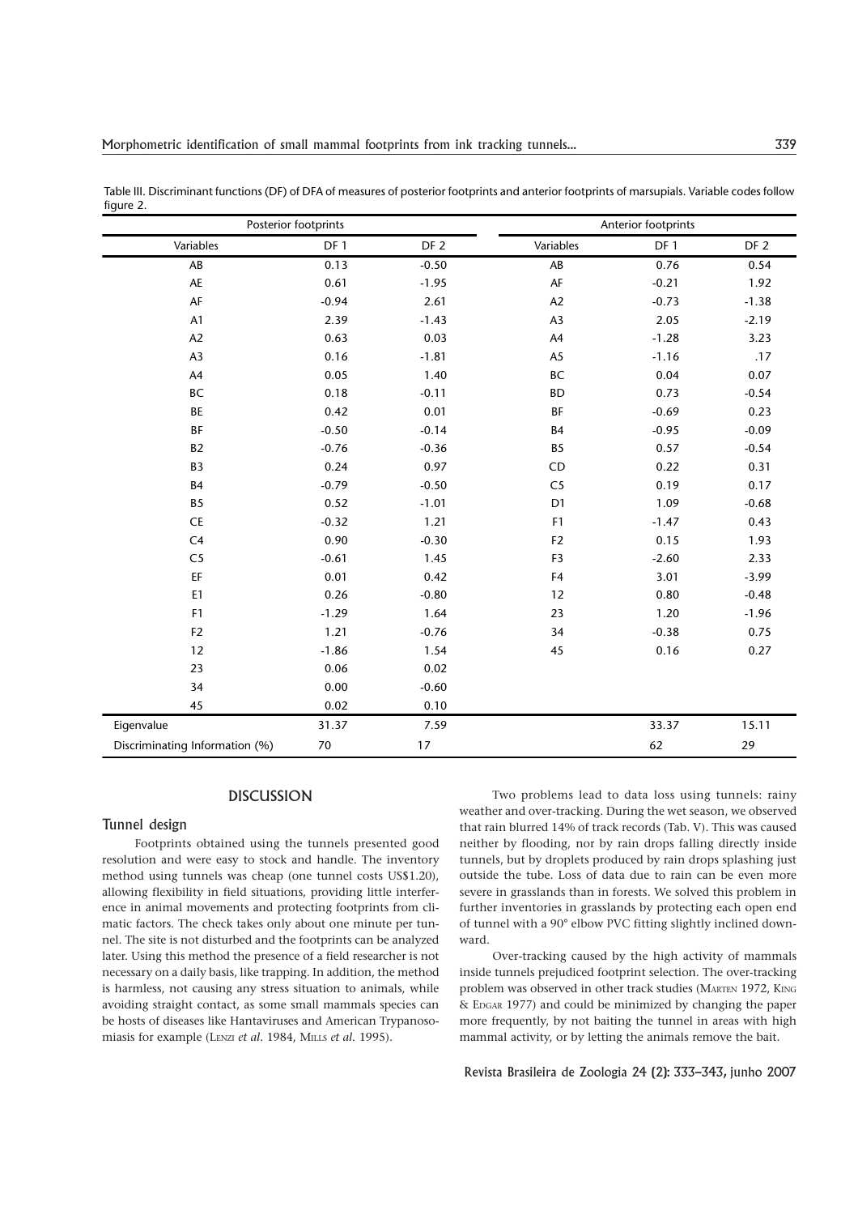Table III. Discriminant functions (DF) of DFA of measures of posterior footprints and anterior footprints of marsupials. Variable codes follow figure 2.

| Posterior footprints | | | Anterior footprints | | |
|---|---|---|---|---|---|
| Variables | DF 1 | DF 2 | Variables | DF 1 | DF 2 |
| AB | 0.13 | -0.50 | AB | 0.76 | 0.54 |
| AE | 0.61 | -1.95 | AF | -0.21 | 1.92 |
| AF | -0.94 | 2.61 | A2 | -0.73 | -1.38 |
| A1 | 2.39 | -1.43 | A3 | 2.05 | -2.19 |
| A2 | 0.63 | 0.03 | A4 | -1.28 | 3.23 |
| A3 | 0.16 | -1.81 | A5 | -1.16 | .17 |
| A4 | 0.05 | 1.40 | BC | 0.04 | 0.07 |
| BC | 0.18 | -0.11 | BD | 0.73 | -0.54 |
| BE | 0.42 | 0.01 | BF | -0.69 | 0.23 |
| BF | -0.50 | -0.14 | B4 | -0.95 | -0.09 |
| B2 | -0.76 | -0.36 | B5 | 0.57 | -0.54 |
| B3 | 0.24 | 0.97 | CD | 0.22 | 0.31 |
| B4 | -0.79 | -0.50 | C5 | 0.19 | 0.17 |
| B5 | 0.52 | -1.01 | D1 | 1.09 | -0.68 |
| CE | -0.32 | 1.21 | F1 | -1.47 | 0.43 |
| C4 | 0.90 | -0.30 | F2 | 0.15 | 1.93 |
| C5 | -0.61 | 1.45 | F3 | -2.60 | 2.33 |
| EF | 0.01 | 0.42 | F4 | 3.01 | -3.99 |
| E1 | 0.26 | -0.80 | 12 | 0.80 | -0.48 |
| F1 | -1.29 | 1.64 | 23 | 1.20 | -1.96 |
| F2 | 1.21 | -0.76 | 34 | -0.38 | 0.75 |
| 12 | -1.86 | 1.54 | 45 | 0.16 | 0.27 |
| 23 | 0.06 | 0.02 | | | |
| 34 | 0.00 | -0.60 | | | |
| 45 | 0.02 | 0.10 | | | |
| Eigenvalue | 31.37 | 7.59 | | 33.37 | 15.11 |
| Discriminating Information (%) | 70 | 17 | | 62 | 29 |

## DISCUSSION

### Tunnel design

Footprints obtained using the tunnels presented good resolution and were easy to stock and handle. The inventory method using tunnels was cheap (one tunnel costs US$1.20), allowing flexibility in field situations, providing little interference in animal movements and protecting footprints from climatic factors. The check takes only about one minute per tunnel. The site is not disturbed and the footprints can be analyzed later. Using this method the presence of a field researcher is not necessary on a daily basis, like trapping. In addition, the method is harmless, not causing any stress situation to animals, while avoiding straight contact, as some small mammals species can be hosts of diseases like Hantaviruses and American Trypanosomiasis for example (LENZI *et al.* 1984, MILLS *et al.* 1995).

Two problems lead to data loss using tunnels: rainy weather and over-tracking. During the wet season, we observed that rain blurred 14% of track records (Tab. V). This was caused neither by flooding, nor by rain drops falling directly inside tunnels, but by droplets produced by rain drops splashing just outside the tube. Loss of data due to rain can be even more severe in grasslands than in forests. We solved this problem in further inventories in grasslands by protecting each open end of tunnel with a 90° elbow PVC fitting slightly inclined downward.

Over-tracking caused by the high activity of mammals inside tunnels prejudiced footprint selection. The over-tracking problem was observed in other track studies (MARTEN 1972, KING & EDGAR 1977) and could be minimized by changing the paper more frequently, by not baiting the tunnel in areas with high mammal activity, or by letting the animals remove the bait.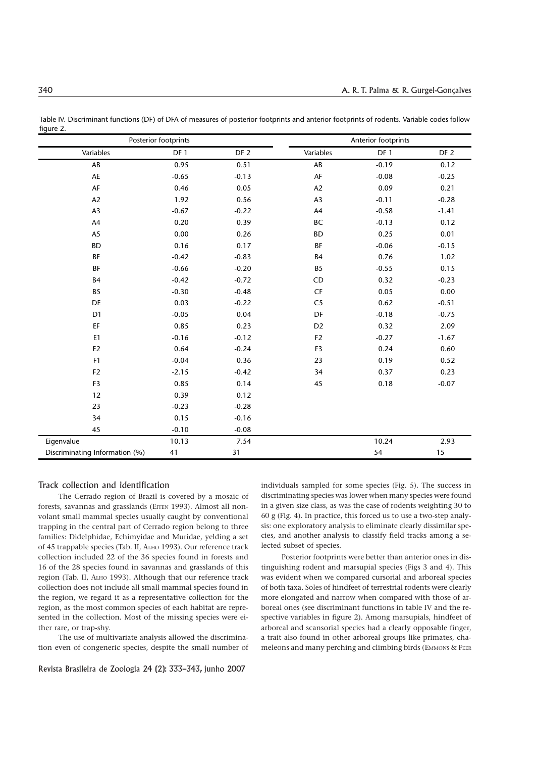Table IV. Discriminant functions (DF) of DFA of measures of posterior footprints and anterior footprints of rodents. Variable codes follow figure 2.

| Posterior footprints | | | Anterior footprints | | |
|---|---|---|---|---|---|
| Variables | DF 1 | DF 2 | Variables | DF 1 | DF 2 |
| AB | 0.95 | 0.51 | AB | -0.19 | 0.12 |
| AE | -0.65 | -0.13 | AF | -0.08 | -0.25 |
| AF | 0.46 | 0.05 | A2 | 0.09 | 0.21 |
| A2 | 1.92 | 0.56 | A3 | -0.11 | -0.28 |
| A3 | -0.67 | -0.22 | A4 | -0.58 | -1.41 |
| A4 | 0.20 | 0.39 | BC | -0.13 | 0.12 |
| A5 | 0.00 | 0.26 | BD | 0.25 | 0.01 |
| BD | 0.16 | 0.17 | BF | -0.06 | -0.15 |
| BE | -0.42 | -0.83 | B4 | 0.76 | 1.02 |
| BF | -0.66 | -0.20 | B5 | -0.55 | 0.15 |
| B4 | -0.42 | -0.72 | CD | 0.32 | -0.23 |
| B5 | -0.30 | -0.48 | CF | 0.05 | 0.00 |
| DE | 0.03 | -0.22 | C5 | 0.62 | -0.51 |
| D1 | -0.05 | 0.04 | DF | -0.18 | -0.75 |
| EF | 0.85 | 0.23 | D2 | 0.32 | 2.09 |
| E1 | -0.16 | -0.12 | F2 | -0.27 | -1.67 |
| E2 | 0.64 | -0.24 | F3 | 0.24 | 0.60 |
| F1 | -0.04 | 0.36 | 23 | 0.19 | 0.52 |
| F2 | -2.15 | -0.42 | 34 | 0.37 | 0.23 |
| F3 | 0.85 | 0.14 | 45 | 0.18 | -0.07 |
| 12 | 0.39 | 0.12 | | | |
| 23 | -0.23 | -0.28 | | | |
| 34 | 0.15 | -0.16 | | | |
| 45 | -0.10 | -0.08 | | | |
| Eigenvalue | 10.13 | 7.54 | | 10.24 | 2.93 |
| Discriminating Information (%) | 41 | 31 | | 54 | 15 |

## Track collection and identification

The Cerrado region of Brazil is covered by a mosaic of forests, savannas and grasslands (EITEN 1993). Almost all non-volant small mammal species usually caught by conventional trapping in the central part of Cerrado region belong to three families: Didelphidae, Echimyidae and Muridae, yelding a set of 45 trappable species (Tab. II, ALHO 1993). Our reference track collection included 22 of the 36 species found in forests and 16 of the 28 species found in savannas and grasslands of this region (Tab. II, ALHO 1993). Although that our reference track collection does not include all small mammal species found in the region, we regard it as a representative collection for the region, as the most common species of each habitat are represented in the collection. Most of the missing species were either rare, or trap-shy.

The use of multivariate analysis allowed the discrimination even of congeneric species, despite the small number of individuals sampled for some species (Fig. 5). The success in discriminating species was lower when many species were found in a given size class, as was the case of rodents weighting 30 to 60 g (Fig. 4). In practice, this forced us to use a two-step analysis: one exploratory analysis to eliminate clearly dissimilar species, and another analysis to classify field tracks among a selected subset of species.

Posterior footprints were better than anterior ones in distinguishing rodent and marsupial species (Figs 3 and 4). This was evident when we compared cursorial and arboreal species of both taxa. Soles of hindfeet of terrestrial rodents were clearly more elongated and narrow when compared with those of arboreal ones (see discriminant functions in table IV and the respective variables in figure 2). Among marsupials, hindfeet of arboreal and scansorial species had a clearly opposable finger, a trait also found in other arboreal groups like primates, chameleons and many perching and climbing birds (EMMONS & FEER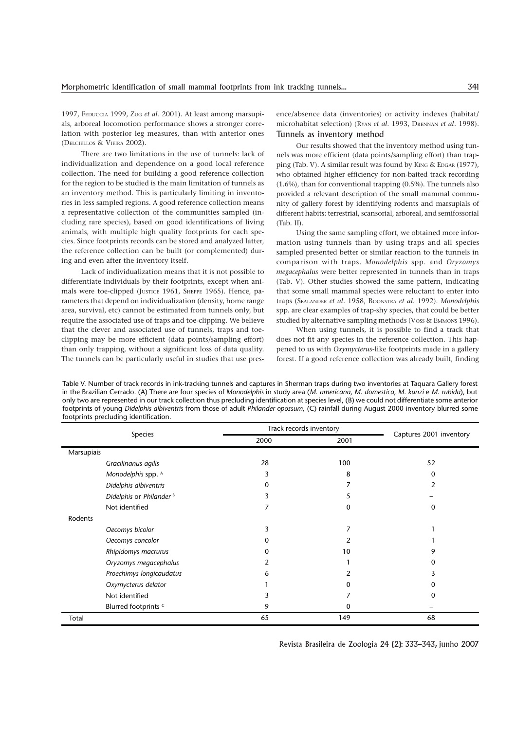1997, FEDUCCIA 1999, ZUG *et al*. 2001). At least among marsupials, arboreal locomotion performance shows a stronger correlation with posterior leg measures, than with anterior ones (DELCIELLOS & VIEIRA 2002).

There are two limitations in the use of tunnels: lack of individualization and dependence on a good local reference collection. The need for building a good reference collection for the region to be studied is the main limitation of tunnels as an inventory method. This is particularly limiting in inventories in less sampled regions. A good reference collection means a representative collection of the communities sampled (including rare species), based on good identifications of living animals, with multiple high quality footprints for each species. Since footprints records can be stored and analyzed latter, the reference collection can be built (or complemented) during and even after the inventory itself.

Lack of individualization means that it is not possible to differentiate individuals by their footprints, except when animals were toe-clipped (JUSTICE 1961, SHEPPE 1965). Hence, parameters that depend on individualization (density, home range area, survival, etc) cannot be estimated from tunnels only, but require the associated use of traps and toe-clipping. We believe that the clever and associated use of tunnels, traps and toe-clipping may be more efficient (data points/sampling effort) than only trapping, without a significant loss of data quality. The tunnels can be particularly useful in studies that use presence/absence data (inventories) or activity indexes (habitat/microhabitat selection) (RYAN *et al*. 1993, DRENNAN *et al*. 1998).

## Tunnels as inventory method

Our results showed that the inventory method using tunnels was more efficient (data points/sampling effort) than trapping (Tab. V). A similar result was found by KING & EDGAR (1977), who obtained higher efficiency for non-baited track recording (1.6%), than for conventional trapping (0.5%). The tunnels also provided a relevant description of the small mammal community of gallery forest by identifying rodents and marsupials of different habits: terrestrial, scansorial, arboreal, and semifossorial (Tab. II).

Using the same sampling effort, we obtained more information using tunnels than by using traps and all species sampled presented better or similar reaction to the tunnels in comparison with traps. *Monodelphis* spp. and *Oryzomys megacephalus* were better represented in tunnels than in traps (Tab. V). Other studies showed the same pattern, indicating that some small mammal species were reluctant to enter into traps (SEALANDER *et al*. 1958, BOONSTRA *et al*. 1992). *Monodelphis* spp. are clear examples of trap-shy species, that could be better studied by alternative sampling methods (VOSS & EMMONS 1996).

When using tunnels, it is possible to find a track that does not fit any species in the reference collection. This happened to us with *Oxymycterus*-like footprints made in a gallery forest. If a good reference collection was already built, finding

Table V. Number of track records in ink-tracking tunnels and captures in Sherman traps during two inventories at Taquara Gallery forest in the Brazilian Cerrado. (A) There are four species of *Monodelphis* in study area (*M. americana*, *M. domestica*, *M. kunzi* e *M. rubida*), but only two are represented in our track collection thus precluding identification at species level, (B) we could not differentiate some anterior footprints of young *Didelphis albiventris* from those of adult *Philander opossum*, (C) rainfall during August 2000 inventory blurred some footprints precluding identification.

| Species | | Track records inventory | | Captures 2001 inventory |
|---|---|---|---|---|
| | | 2000 | 2001 | |
| Marsupiais | | | | |
| | *Gracilinanus agilis* | 28 | 100 | 52 |
| | *Monodelphis* spp. [A] | 3 | 8 | 0 |
| | *Didelphis albiventris* | 0 | 7 | 2 |
| | *Didelphis* or *Philander* [B] | 3 | 5 | – |
| | Not identified | 7 | 0 | 0 |
| Rodents | | | | |
| | *Oecomys bicolor* | 3 | 7 | 1 |
| | *Oecomys concolor* | 0 | 2 | 1 |
| | *Rhipidomys macrurus* | 0 | 10 | 9 |
| | *Oryzomys megacephalus* | 2 | 1 | 0 |
| | *Proechimys longicaudatus* | 6 | 2 | 3 |
| | *Oxymycterus delator* | 1 | 0 | 0 |
| | Not identified | 3 | 7 | 0 |
| | Blurred footprints [C] | 9 | 0 | – |
| Total | | 65 | 149 | 68 |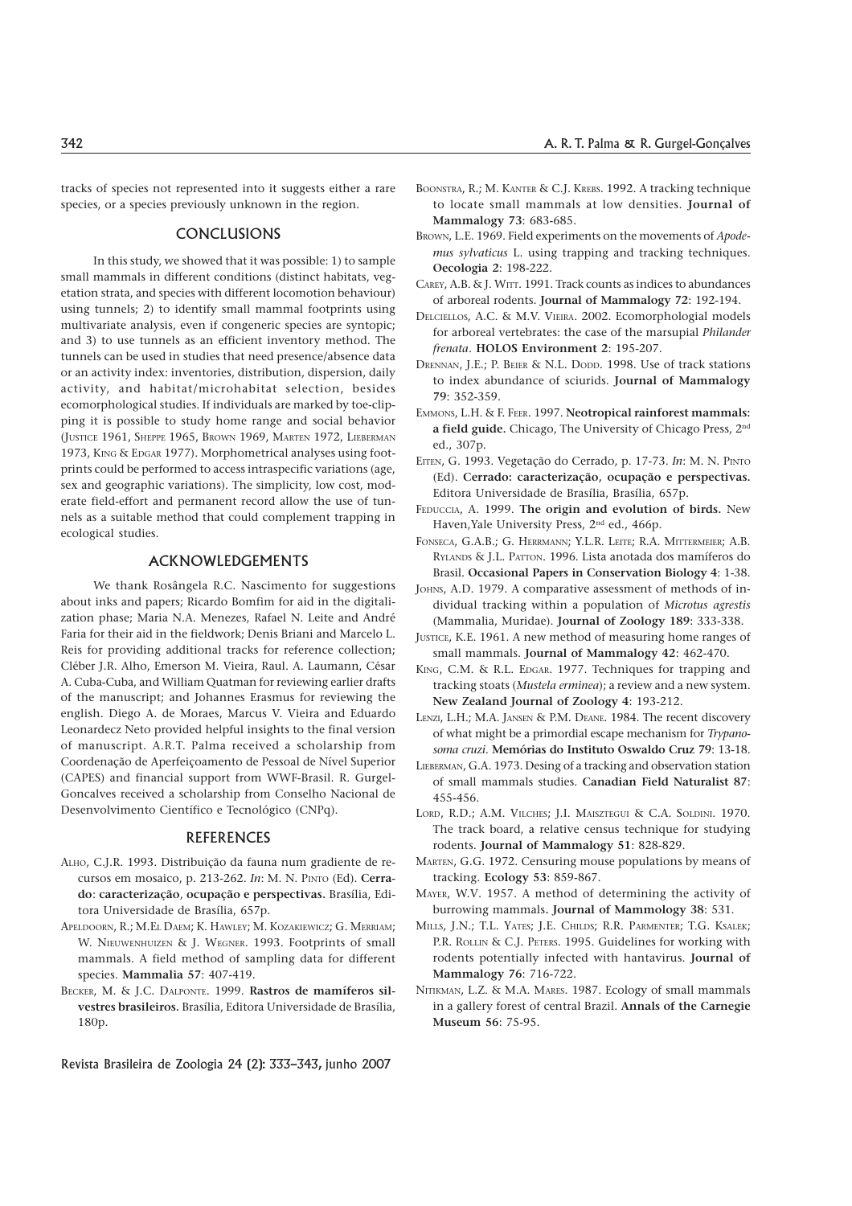tracks of species not represented into it suggests either a rare species, or a species previously unknown in the region.

## CONCLUSIONS

In this study, we showed that it was possible: 1) to sample small mammals in different conditions (distinct habitats, vegetation strata, and species with different locomotion behaviour) using tunnels; 2) to identify small mammal footprints using multivariate analysis, even if congeneric species are syntopic; and 3) to use tunnels as an efficient inventory method. The tunnels can be used in studies that need presence/absence data or an activity index: inventories, distribution, dispersion, daily activity, and habitat/microhabitat selection, besides ecomorphological studies. If individuals are marked by toe-clipping it is possible to study home range and social behavior (JUSTICE 1961, SHEPPE 1965, BROWN 1969, MARTEN 1972, LIEBERMAN 1973, KING & EDGAR 1977). Morphometrical analyses using footprints could be performed to access intraspecific variations (age, sex and geographic variations). The simplicity, low cost, moderate field-effort and permanent record allow the use of tunnels as a suitable method that could complement trapping in ecological studies.

## ACKNOWLEDGEMENTS

We thank Rosângela R.C. Nascimento for suggestions about inks and papers; Ricardo Bomfim for aid in the digitalization phase; Maria N.A. Menezes, Rafael N. Leite and André Faria for their aid in the fieldwork; Denis Briani and Marcelo L. Reis for providing additional tracks for reference collection; Cléber J.R. Alho, Emerson M. Vieira, Raul. A. Laumann, César A. Cuba-Cuba, and William Quatman for reviewing earlier drafts of the manuscript; and Johannes Erasmus for reviewing the english. Diego A. de Moraes, Marcus V. Vieira and Eduardo Leonardecz Neto provided helpful insights to the final version of manuscript. A.R.T. Palma received a scholarship from Coordenação de Aperfeiçoamento de Pessoal de Nível Superior (CAPES) and financial support from WWF-Brasil. R. Gurgel-Goncalves received a scholarship from Conselho Nacional de Desenvolvimento Científico e Tecnológico (CNPq).

## REFERENCES

ALHO, C.J.R. 1993. Distribuição da fauna num gradiente de recursos em mosaico, p. 213-262. *In*: M. N. PINTO (Ed). **Cerrado: caracterização, ocupação e perspectivas.** Brasília, Editora Universidade de Brasília, 657p.

APELDOORN, R.; M.EL DAEM; K. HAWLEY; M. KOZAKIEWICZ; G. MERRIAM; W. NIEUWENHUIZEN & J. WEGNER. 1993. Footprints of small mammals. A field method of sampling data for different species. **Mammalia 57**: 407-419.

BECKER, M. & J.C. DALPONTE. 1999. **Rastros de mamíferos silvestres brasileiros.** Brasília, Editora Universidade de Brasília, 180p.

BOONSTRA, R.; M. KANTER & C.J. KREBS. 1992. A tracking technique to locate small mammals at low densities. **Journal of Mammalogy 73**: 683-685.

BROWN, L.E. 1969. Field experiments on the movements of *Apodemus sylvaticus* L. using trapping and tracking techniques. **Oecologia 2**: 198-222.

CAREY, A.B. & J. WITT. 1991. Track counts as indices to abundances of arboreal rodents. **Journal of Mammalogy 72**: 192-194.

DELCIELLOS, A.C. & M.V. VIEIRA. 2002. Ecomorphologial models for arboreal vertebrates: the case of the marsupial *Philander frenata*. **HOLOS Environment 2**: 195-207.

DRENNAN, J.E.; P. BEIER & N.L. DODD. 1998. Use of track stations to index abundance of sciurids. **Journal of Mammalogy 79**: 352-359.

EMMONS, L.H. & F. FEER. 1997. **Neotropical rainforest mammals: a field guide.** Chicago, The University of Chicago Press, 2nd ed., 307p.

EITEN, G. 1993. Vegetação do Cerrado, p. 17-73. *In*: M. N. PINTO (Ed). **Cerrado: caracterização, ocupação e perspectivas.** Editora Universidade de Brasília, Brasília, 657p.

FEDUCCIA, A. 1999. **The origin and evolution of birds.** New Haven,Yale University Press, 2nd ed., 466p.

FONSECA, G.A.B.; G. HERRMANN; Y.L.R. LEITE; R.A. MITTERMEIER; A.B. RYLANDS & J.L. PATTON. 1996. Lista anotada dos mamíferos do Brasil. **Occasional Papers in Conservation Biology 4**: 1-38.

JOHNS, A.D. 1979. A comparative assessment of methods of individual tracking within a population of *Microtus agrestis* (Mammalia, Muridae). **Journal of Zoology 189**: 333-338.

JUSTICE, K.E. 1961. A new method of measuring home ranges of small mammals. **Journal of Mammalogy 42**: 462-470.

KING, C.M. & R.L. EDGAR. 1977. Techniques for trapping and tracking stoats (*Mustela erminea*); a review and a new system. **New Zealand Journal of Zoology 4**: 193-212.

LENZI, L.H.; M.A. JANSEN & P.M. DEANE. 1984. The recent discovery of what might be a primordial escape mechanism for *Trypanosoma cruzi*. **Memórias do Instituto Oswaldo Cruz 79**: 13-18.

LIEBERMAN, G.A. 1973. Desing of a tracking and observation station of small mammals studies. **Canadian Field Naturalist 87**: 455-456.

LORD, R.D.; A.M. VILCHES; J.I. MAISZTEGUI & C.A. SOLDINI. 1970. The track board, a relative census technique for studying rodents. **Journal of Mammalogy 51**: 828-829.

MARTEN, G.G. 1972. Censuring mouse populations by means of tracking. **Ecology 53**: 859-867.

MAYER, W.V. 1957. A method of determining the activity of burrowing mammals. **Journal of Mammogy 38**: 531.

MILLS, J.N.; T.L. YATES; J.E. CHILDS; R.R. PARMENTER; T.G. KSIALEK; P.R. ROLLIN & C.J. PETERS. 1995. Guidelines for working with rodents potentially infected with hantavirus. **Journal of Mammalogy 76**: 716-722.

NITIKMAN, L.Z. & M.A. MARES. 1987. Ecology of small mammals in a gallery forest of central Brazil. **Annals of the Carnegie Museum 56**: 75-95.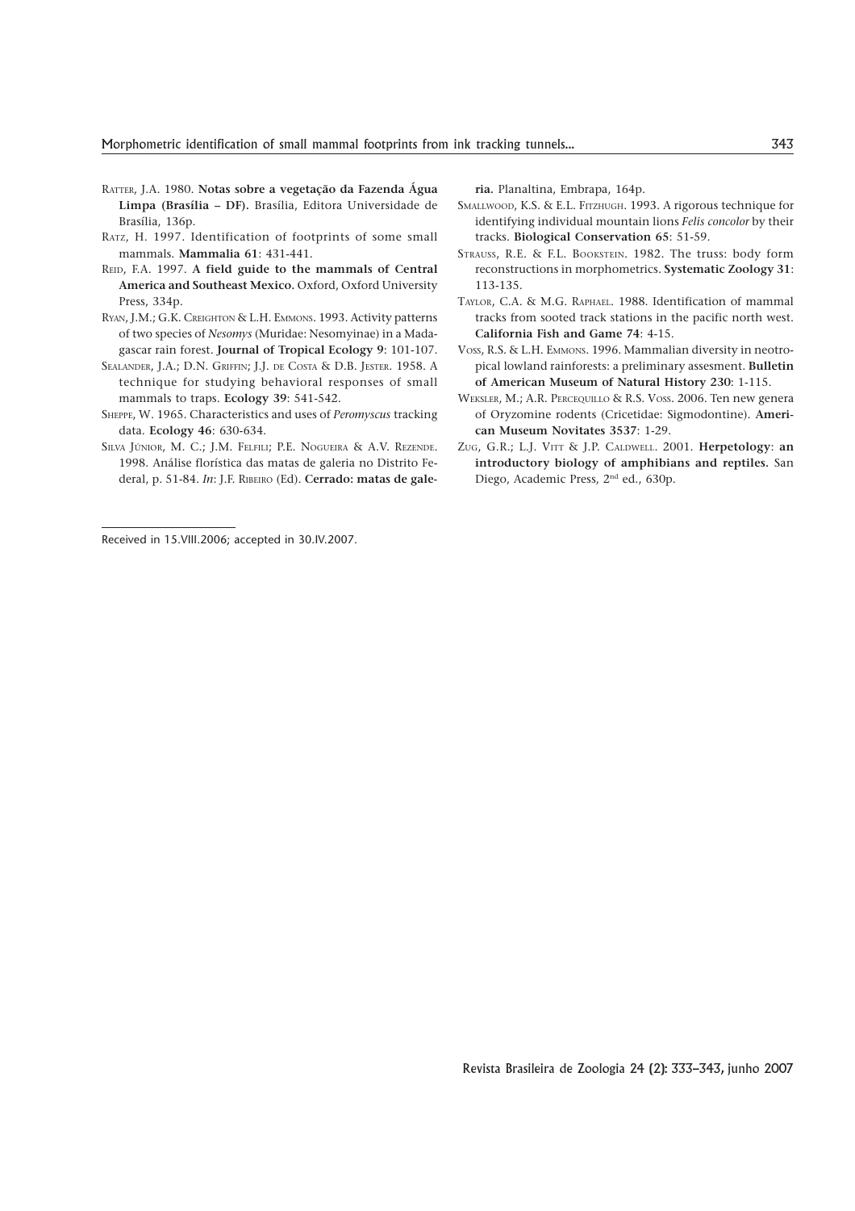RATTER, J.A. 1980. **Notas sobre a vegetação da Fazenda Água Limpa (Brasília – DF).** Brasília, Editora Universidade de Brasília, 136p.

RATZ, H. 1997. Identification of footprints of some small mammals. **Mammalia 61**: 431-441.

REID, F.A. 1997. **A field guide to the mammals of Central America and Southeast Mexico.** Oxford, Oxford University Press, 334p.

RYAN, J.M.; G.K. CREIGHTON & L.H. EMMONS. 1993. Activity patterns of two species of *Nesomys* (Muridae: Nesomyinae) in a Madagascar rain forest. **Journal of Tropical Ecology 9**: 101-107.

SEALANDER, J.A.; D.N. GRIFFIN; J.J. DE COSTA & D.B. JESTER. 1958. A technique for studying behavioral responses of small mammals to traps. **Ecology 39**: 541-542.

SHEPPE, W. 1965. Characteristics and uses of *Peromyscus* tracking data. **Ecology 46**: 630-634.

SILVA JÚNIOR, M. C.; J.M. FELFILI; P.E. NOGUEIRA & A.V. REZENDE. 1998. Análise florística das matas de galeria no Distrito Federal, p. 51-84. *In*: J.F. RIBEIRO (Ed). **Cerrado: matas de galeria.** Planaltina, Embrapa, 164p.

SMALLWOOD, K.S. & E.L. FITZHUGH. 1993. A rigorous technique for identifying individual mountain lions *Felis concolor* by their tracks. **Biological Conservation 65**: 51-59.

STRAUSS, R.E. & F.L. BOOKSTEIN. 1982. The truss: body form reconstructions in morphometrics. **Systematic Zoology 31**: 113-135.

TAYLOR, C.A. & M.G. RAPHAEL. 1988. Identification of mammal tracks from sooted track stations in the pacific north west. **California Fish and Game 74**: 4-15.

VOSS, R.S. & L.H. EMMONS. 1996. Mammalian diversity in neotropical lowland rainforests: a preliminary assesment. **Bulletin of American Museum of Natural History 230**: 1-115.

WEKSLER, M.; A.R. PERCEQUILLO & R.S. VOSS. 2006. Ten new genera of Oryzomine rodents (Cricetidae: Sigmodontine). **American Museum Novitates 3537**: 1-29.

ZUG, G.R.; L.J. VITT & J.P. CALDWELL. 2001. **Herpetology: an introductory biology of amphibians and reptiles.** San Diego, Academic Press, 2nd ed., 630p.

Received in 15.VIII.2006; accepted in 30.IV.2007.